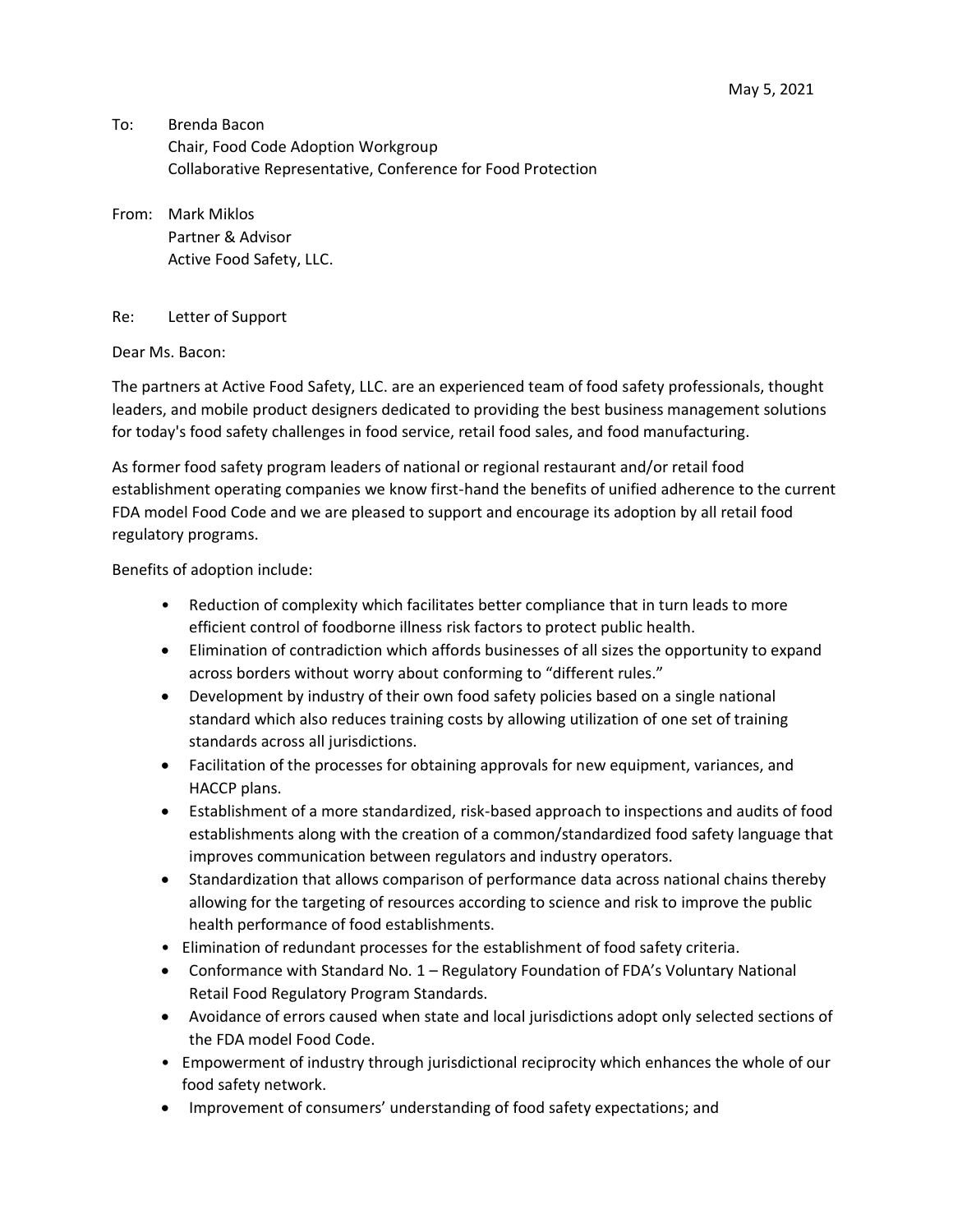May 5, 2021

To: Brenda Bacon
Chair, Food Code Adoption Workgroup
Collaborative Representative, Conference for Food Protection

From: Mark Miklos
Partner & Advisor
Active Food Safety, LLC.

Re: Letter of Support

Dear Ms. Bacon:

The partners at Active Food Safety, LLC. are an experienced team of food safety professionals, thought leaders, and mobile product designers dedicated to providing the best business management solutions for today's food safety challenges in food service, retail food sales, and food manufacturing.

As former food safety program leaders of national or regional restaurant and/or retail food establishment operating companies we know first-hand the benefits of unified adherence to the current FDA model Food Code and we are pleased to support and encourage its adoption by all retail food regulatory programs.

Benefits of adoption include:

- Reduction of complexity which facilitates better compliance that in turn leads to more efficient control of foodborne illness risk factors to protect public health.
- Elimination of contradiction which affords businesses of all sizes the opportunity to expand across borders without worry about conforming to "different rules."
- Development by industry of their own food safety policies based on a single national standard which also reduces training costs by allowing utilization of one set of training standards across all jurisdictions.
- Facilitation of the processes for obtaining approvals for new equipment, variances, and HACCP plans.
- Establishment of a more standardized, risk-based approach to inspections and audits of food establishments along with the creation of a common/standardized food safety language that improves communication between regulators and industry operators.
- Standardization that allows comparison of performance data across national chains thereby allowing for the targeting of resources according to science and risk to improve the public health performance of food establishments.
- Elimination of redundant processes for the establishment of food safety criteria.
- Conformance with Standard No. 1 – Regulatory Foundation of FDA's Voluntary National Retail Food Regulatory Program Standards.
- Avoidance of errors caused when state and local jurisdictions adopt only selected sections of the FDA model Food Code.
- Empowerment of industry through jurisdictional reciprocity which enhances the whole of our food safety network.
- Improvement of consumers' understanding of food safety expectations; and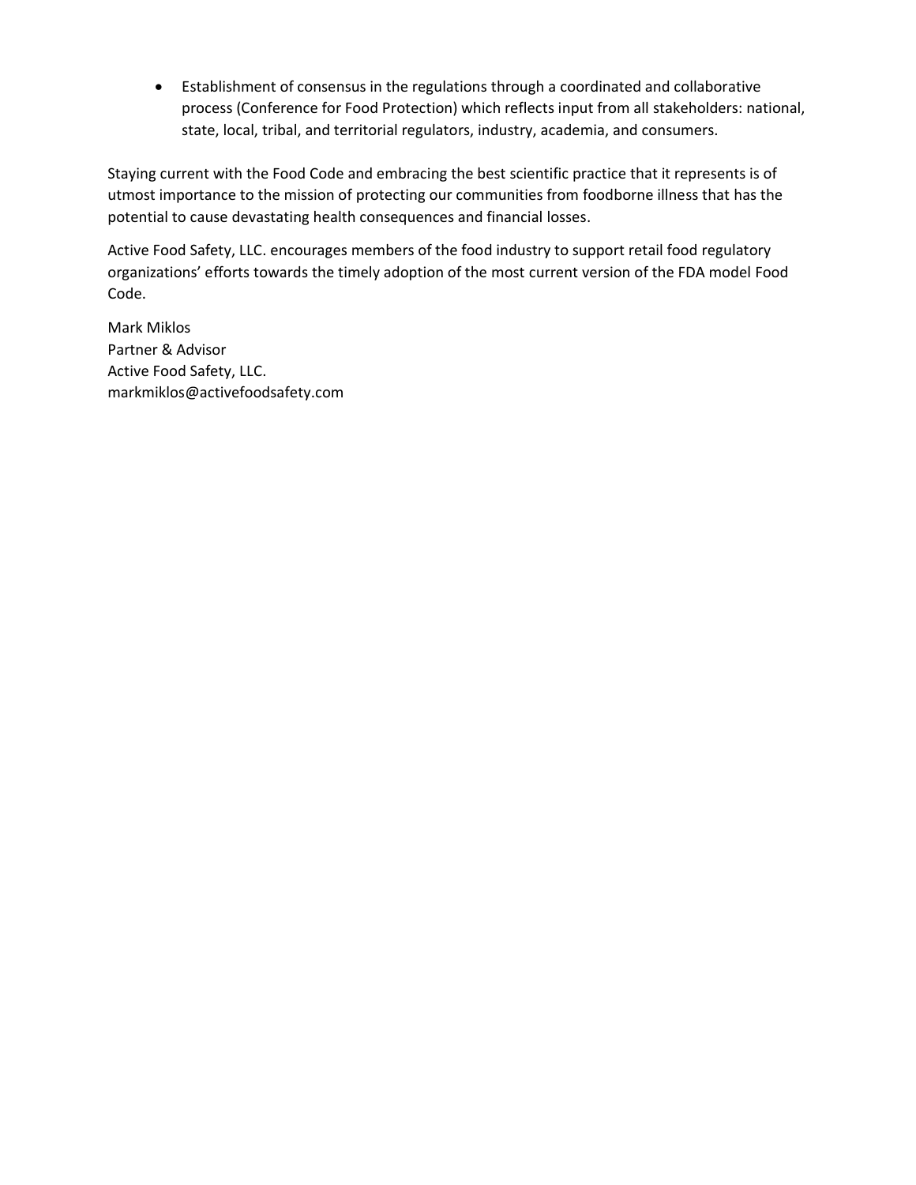- Establishment of consensus in the regulations through a coordinated and collaborative process (Conference for Food Protection) which reflects input from all stakeholders: national, state, local, tribal, and territorial regulators, industry, academia, and consumers.

Staying current with the Food Code and embracing the best scientific practice that it represents is of utmost importance to the mission of protecting our communities from foodborne illness that has the potential to cause devastating health consequences and financial losses.

Active Food Safety, LLC. encourages members of the food industry to support retail food regulatory organizations' efforts towards the timely adoption of the most current version of the FDA model Food Code.

Mark Miklos  
Partner & Advisor  
Active Food Safety, LLC.  
markmiklos@activefoodsafety.com